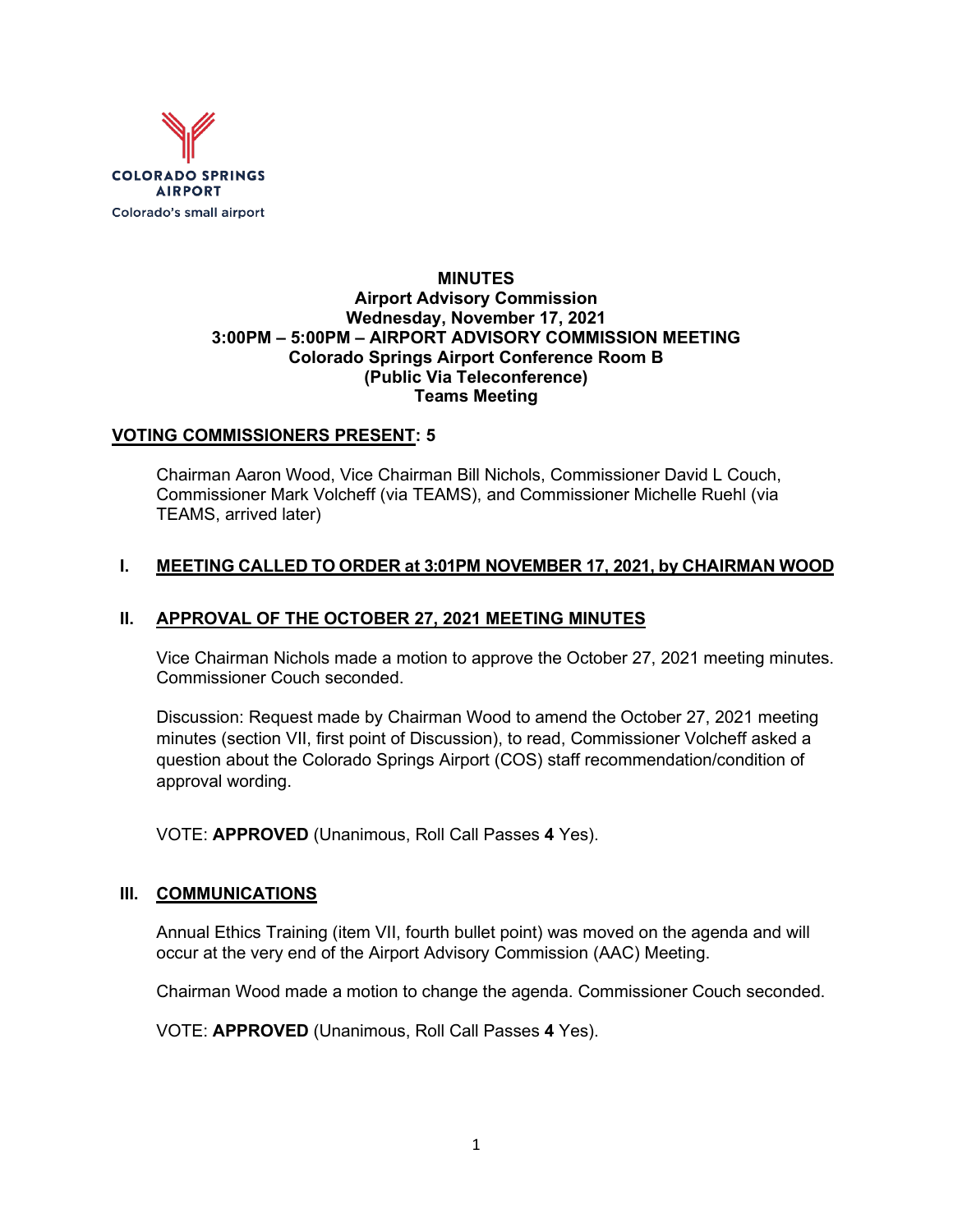COLORADO SPRINGS AIRPORT
Colorado's small airport

**MINUTES**
**Airport Advisory Commission**
**Wednesday, November 17, 2021**
**3:00PM – 5:00PM – AIRPORT ADVISORY COMMISSION MEETING**
**Colorado Springs Airport Conference Room B**
**(Public Via Teleconference)**
**Teams Meeting**

**VOTING COMMISSIONERS PRESENT: 5**

Chairman Aaron Wood, Vice Chairman Bill Nichols, Commissioner David L Couch, Commissioner Mark Volcheff (via TEAMS), and Commissioner Michelle Ruehl (via TEAMS, arrived later)

## I. MEETING CALLED TO ORDER at 3:01PM NOVEMBER 17, 2021, by CHAIRMAN WOOD

## II. APPROVAL OF THE OCTOBER 27, 2021 MEETING MINUTES

Vice Chairman Nichols made a motion to approve the October 27, 2021 meeting minutes. Commissioner Couch seconded.

Discussion: Request made by Chairman Wood to amend the October 27, 2021 meeting minutes (section VII, first point of Discussion), to read, Commissioner Volcheff asked a question about the Colorado Springs Airport (COS) staff recommendation/condition of approval wording.

VOTE: **APPROVED** (Unanimous, Roll Call Passes **4** Yes).

## III. COMMUNICATIONS

Annual Ethics Training (item VII, fourth bullet point) was moved on the agenda and will occur at the very end of the Airport Advisory Commission (AAC) Meeting.

Chairman Wood made a motion to change the agenda. Commissioner Couch seconded.

VOTE: **APPROVED** (Unanimous, Roll Call Passes **4** Yes).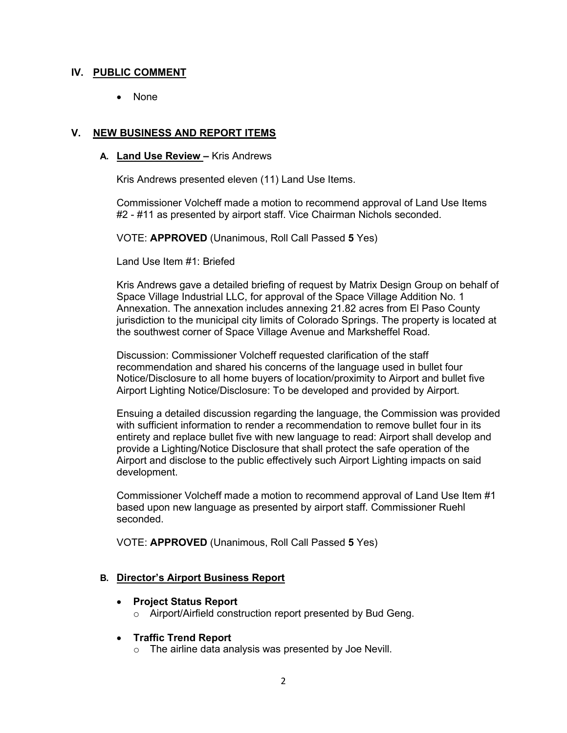## IV. PUBLIC COMMENT

- None

## V. NEW BUSINESS AND REPORT ITEMS

### A. Land Use Review – Kris Andrews

Kris Andrews presented eleven (11) Land Use Items.

Commissioner Volcheff made a motion to recommend approval of Land Use Items #2 - #11 as presented by airport staff. Vice Chairman Nichols seconded.

VOTE: **APPROVED** (Unanimous, Roll Call Passed **5** Yes)

Land Use Item #1: Briefed

Kris Andrews gave a detailed briefing of request by Matrix Design Group on behalf of Space Village Industrial LLC, for approval of the Space Village Addition No. 1 Annexation. The annexation includes annexing 21.82 acres from El Paso County jurisdiction to the municipal city limits of Colorado Springs. The property is located at the southwest corner of Space Village Avenue and Marksheffel Road.

Discussion: Commissioner Volcheff requested clarification of the staff recommendation and shared his concerns of the language used in bullet four Notice/Disclosure to all home buyers of location/proximity to Airport and bullet five Airport Lighting Notice/Disclosure: To be developed and provided by Airport.

Ensuing a detailed discussion regarding the language, the Commission was provided with sufficient information to render a recommendation to remove bullet four in its entirety and replace bullet five with new language to read: Airport shall develop and provide a Lighting/Notice Disclosure that shall protect the safe operation of the Airport and disclose to the public effectively such Airport Lighting impacts on said development.

Commissioner Volcheff made a motion to recommend approval of Land Use Item #1 based upon new language as presented by airport staff. Commissioner Ruehl seconded.

VOTE: **APPROVED** (Unanimous, Roll Call Passed **5** Yes)

### B. Director's Airport Business Report

- **Project Status Report**
  - Airport/Airfield construction report presented by Bud Geng.
- **Traffic Trend Report**
  - The airline data analysis was presented by Joe Nevill.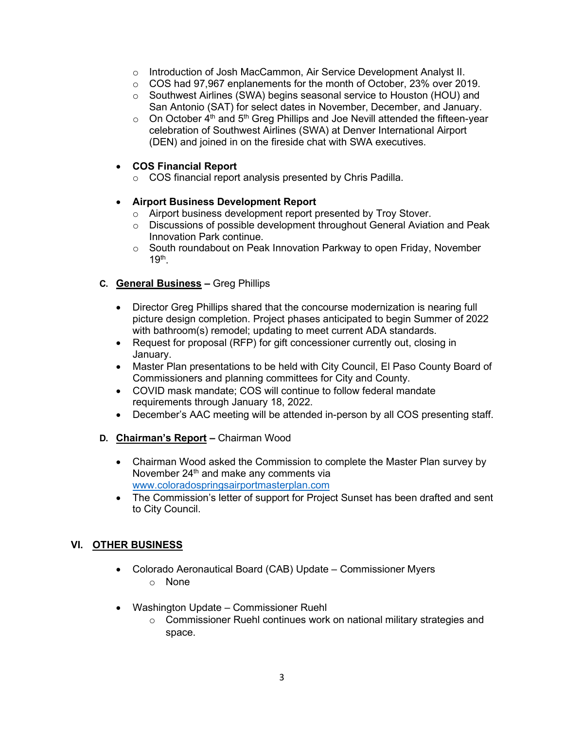- Introduction of Josh MacCammon, Air Service Development Analyst II.
  - COS had 97,967 enplanements for the month of October, 23% over 2019.
  - Southwest Airlines (SWA) begins seasonal service to Houston (HOU) and San Antonio (SAT) for select dates in November, December, and January.
  - On October 4th and 5th Greg Phillips and Joe Nevill attended the fifteen-year celebration of Southwest Airlines (SWA) at Denver International Airport (DEN) and joined in on the fireside chat with SWA executives.

- **COS Financial Report**
  - COS financial report analysis presented by Chris Padilla.

- **Airport Business Development Report**
  - Airport business development report presented by Troy Stover.
  - Discussions of possible development throughout General Aviation and Peak Innovation Park continue.
  - South roundabout on Peak Innovation Parkway to open Friday, November 19th.

**C. General Business – Greg Phillips**

- Director Greg Phillips shared that the concourse modernization is nearing full picture design completion. Project phases anticipated to begin Summer of 2022 with bathroom(s) remodel; updating to meet current ADA standards.
- Request for proposal (RFP) for gift concessioner currently out, closing in January.
- Master Plan presentations to be held with City Council, El Paso County Board of Commissioners and planning committees for City and County.
- COVID mask mandate; COS will continue to follow federal mandate requirements through January 18, 2022.
- December's AAC meeting will be attended in-person by all COS presenting staff.

**D. Chairman's Report – Chairman Wood**

- Chairman Wood asked the Commission to complete the Master Plan survey by November 24th and make any comments via www.coloradospringsairportmasterplan.com
- The Commission's letter of support for Project Sunset has been drafted and sent to City Council.

## VI. OTHER BUSINESS

- Colorado Aeronautical Board (CAB) Update – Commissioner Myers
  - None

- Washington Update – Commissioner Ruehl
  - Commissioner Ruehl continues work on national military strategies and space.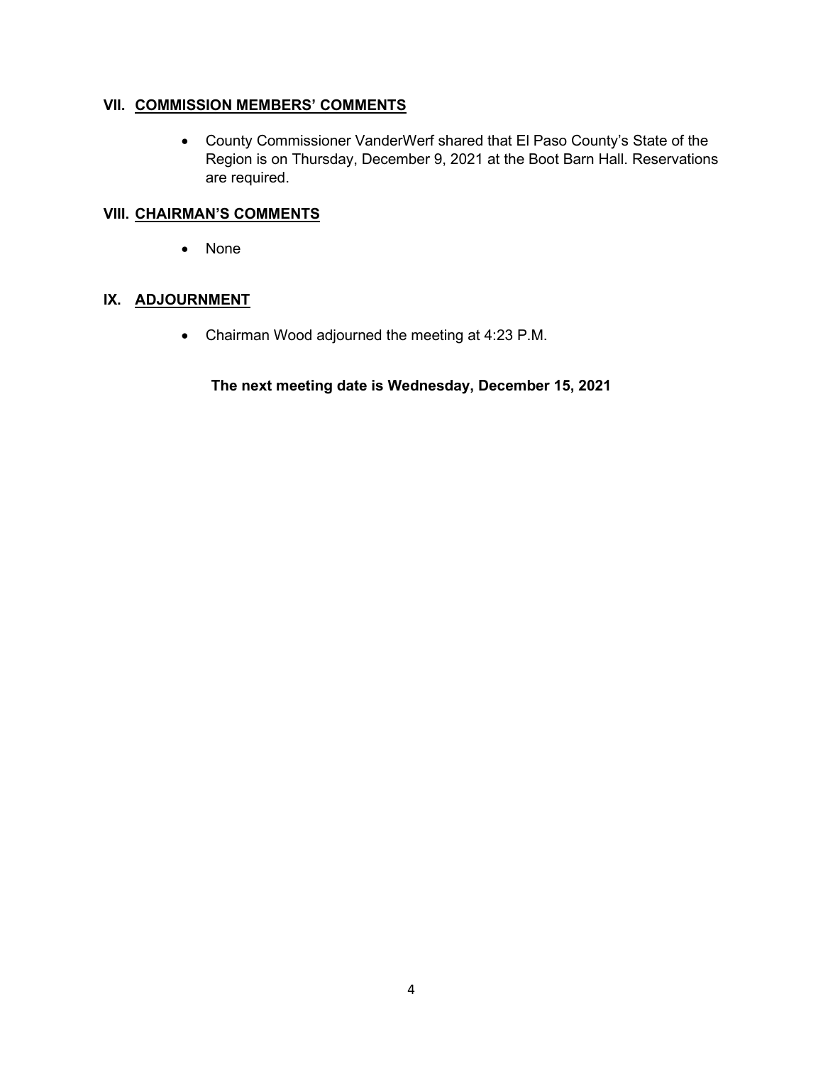## VII. COMMISSION MEMBERS' COMMENTS

- County Commissioner VanderWerf shared that El Paso County's State of the Region is on Thursday, December 9, 2021 at the Boot Barn Hall. Reservations are required.

## VIII. CHAIRMAN'S COMMENTS

- None

## IX. ADJOURNMENT

- Chairman Wood adjourned the meeting at 4:23 P.M.

**The next meeting date is Wednesday, December 15, 2021**